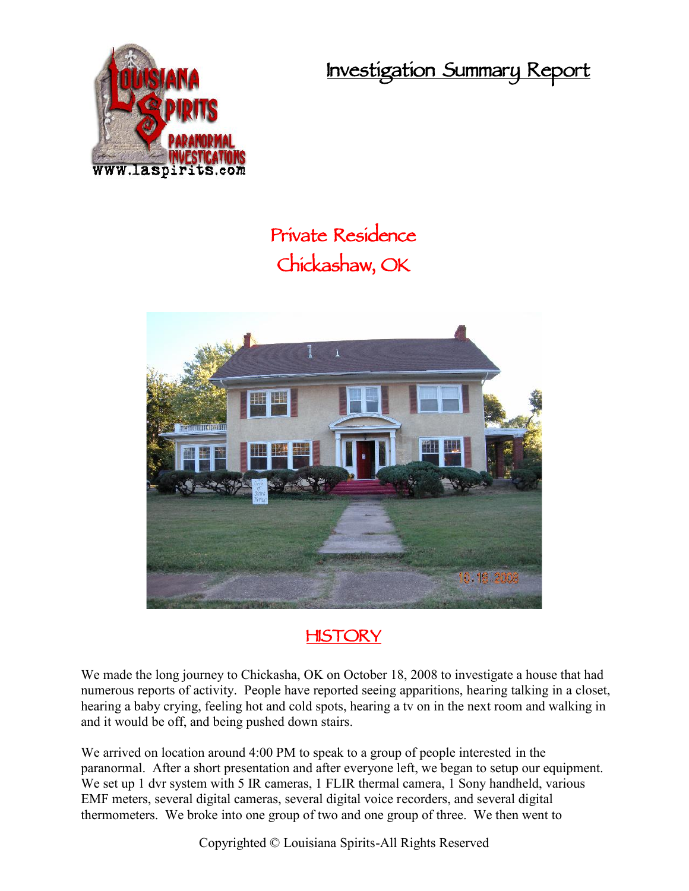# Investigation Summary Report

## Private Residence
## Chickashaw, OK

## HISTORY

We made the long journey to Chickasha, OK on October 18, 2008 to investigate a house that had numerous reports of activity. People have reported seeing apparitions, hearing talking in a closet, hearing a baby crying, feeling hot and cold spots, hearing a tv on in the next room and walking in and it would be off, and being pushed down stairs.

We arrived on location around 4:00 PM to speak to a group of people interested in the paranormal. After a short presentation and after everyone left, we began to setup our equipment. We set up 1 dvr system with 5 IR cameras, 1 FLIR thermal camera, 1 Sony handheld, various EMF meters, several digital cameras, several digital voice recorders, and several digital thermometers. We broke into one group of two and one group of three. We then went to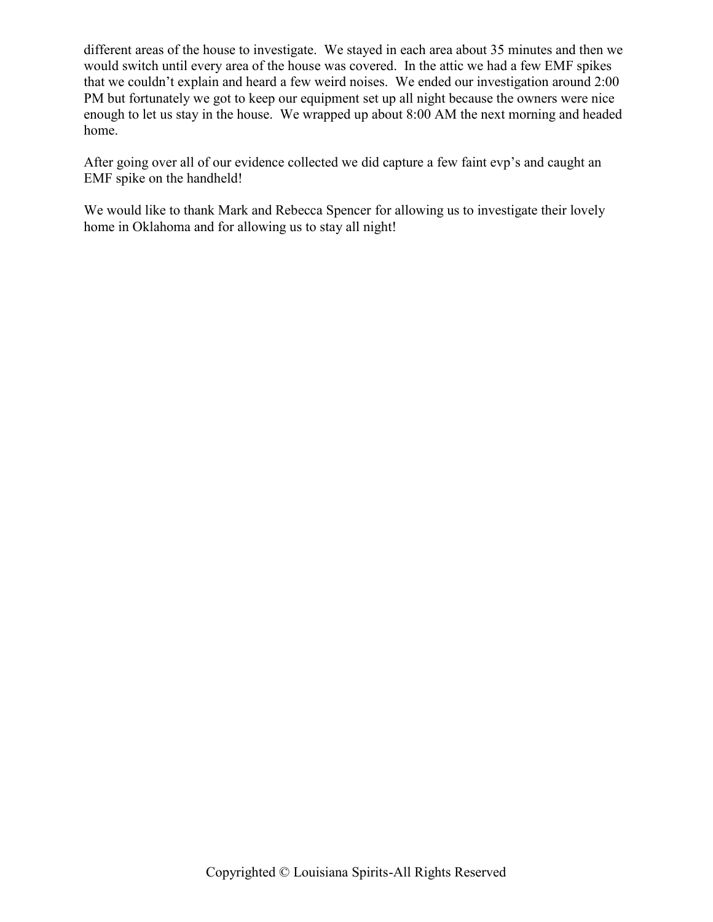different areas of the house to investigate. We stayed in each area about 35 minutes and then we would switch until every area of the house was covered. In the attic we had a few EMF spikes that we couldn't explain and heard a few weird noises. We ended our investigation around 2:00 PM but fortunately we got to keep our equipment set up all night because the owners were nice enough to let us stay in the house. We wrapped up about 8:00 AM the next morning and headed home.

After going over all of our evidence collected we did capture a few faint evp's and caught an EMF spike on the handheld!

We would like to thank Mark and Rebecca Spencer for allowing us to investigate their lovely home in Oklahoma and for allowing us to stay all night!